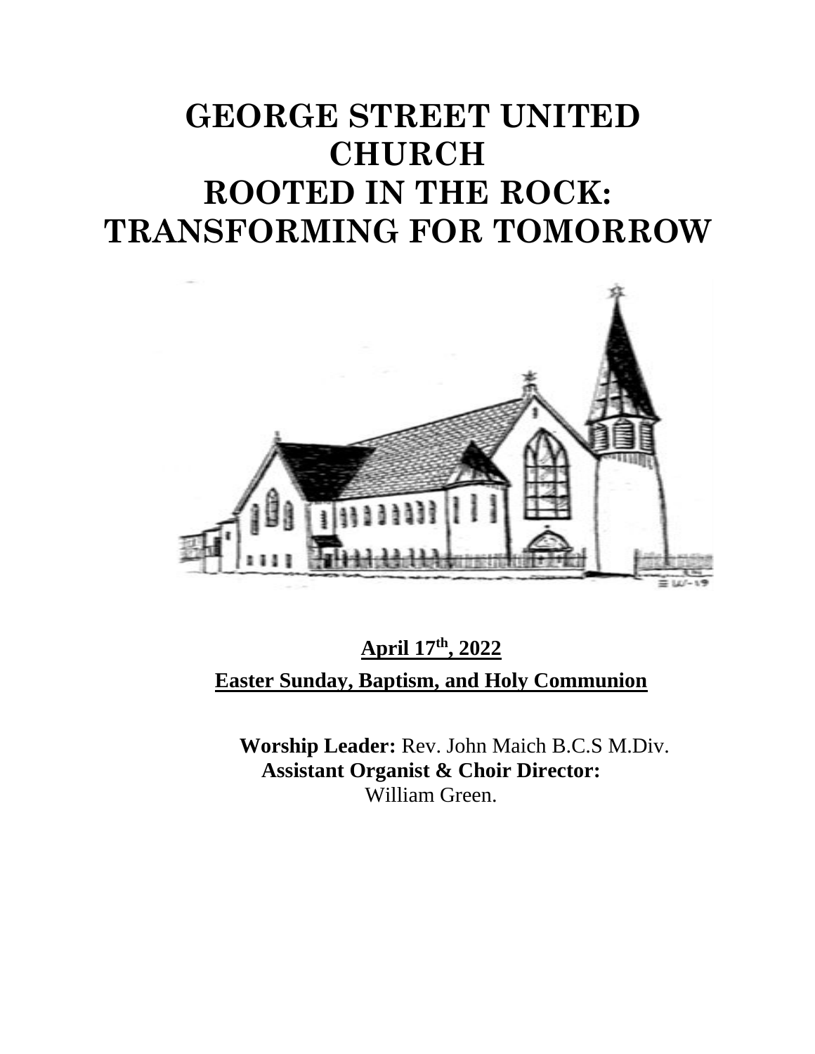# GEORGE STREET UNITED CHURCH
# ROOTED IN THE ROCK: TRANSFORMING FOR TOMORROW

**April 17th, 2022**

**Easter Sunday, Baptism, and Holy Communion**

**Worship Leader:** Rev. John Maich B.C.S M.Div.
**Assistant Organist & Choir Director:** William Green.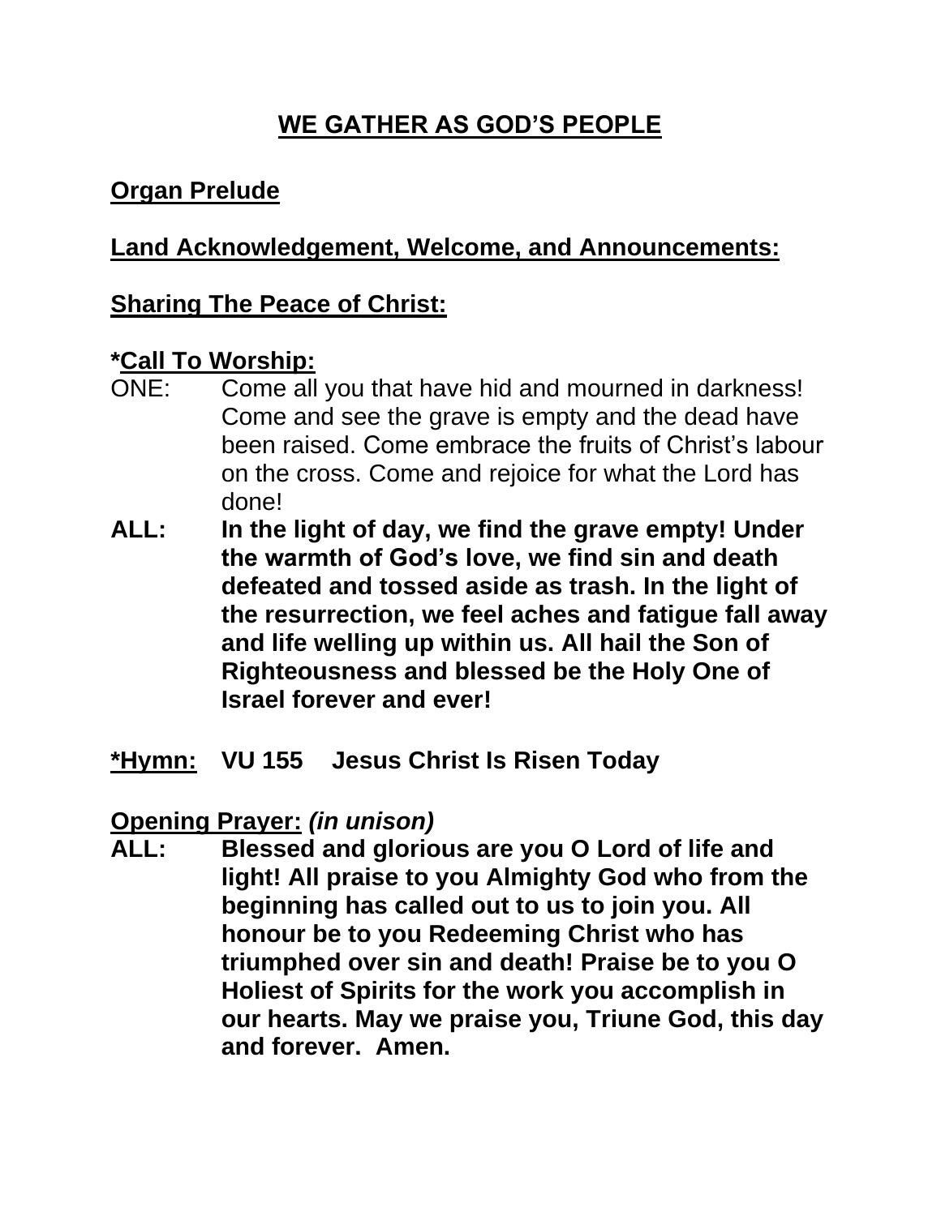## WE GATHER AS GOD'S PEOPLE

**Organ Prelude**

**Land Acknowledgement, Welcome, and Announcements:**

**Sharing The Peace of Christ:**

***Call To Worship:**

ONE: Come all you that have hid and mourned in darkness! Come and see the grave is empty and the dead have been raised. Come embrace the fruits of Christ's labour on the cross. Come and rejoice for what the Lord has done!

**ALL: In the light of day, we find the grave empty! Under the warmth of God's love, we find sin and death defeated and tossed aside as trash. In the light of the resurrection, we feel aches and fatigue fall away and life welling up within us. All hail the Son of Righteousness and blessed be the Holy One of Israel forever and ever!**

***Hymn: VU 155 Jesus Christ Is Risen Today**

**Opening Prayer:** ***(in unison)***

**ALL: Blessed and glorious are you O Lord of life and light! All praise to you Almighty God who from the beginning has called out to us to join you. All honour be to you Redeeming Christ who has triumphed over sin and death! Praise be to you O Holiest of Spirits for the work you accomplish in our hearts. May we praise you, Triune God, this day and forever. Amen.**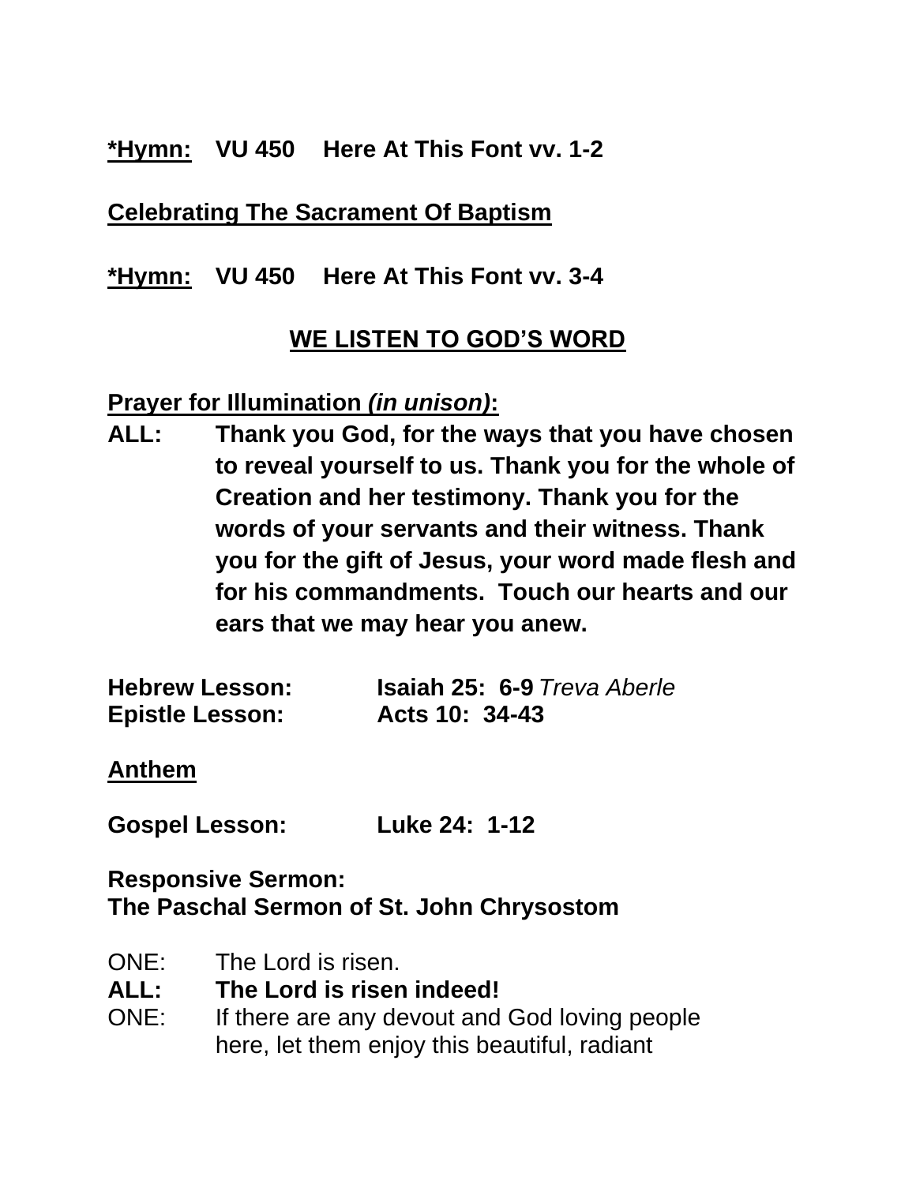**<u>*Hymn:</u>** **VU 450 Here At This Font vv. 1-2**

**<u>Celebrating The Sacrament Of Baptism</u>**

**<u>*Hymn:</u>** **VU 450 Here At This Font vv. 3-4**

## <u>WE LISTEN TO GOD'S WORD</u>

**<u>Prayer for Illumination *(in unison)*:</u>**

**ALL:** **Thank you God, for the ways that you have chosen to reveal yourself to us. Thank you for the whole of Creation and her testimony. Thank you for the words of your servants and their witness. Thank you for the gift of Jesus, your word made flesh and for his commandments. Touch our hearts and our ears that we may hear you anew.**

**Hebrew Lesson:** **Isaiah 25: 6-9** *Treva Aberle*
**Epistle Lesson:** **Acts 10: 34-43**

**<u>Anthem</u>**

**Gospel Lesson:** **Luke 24: 1-12**

**Responsive Sermon:**
**The Paschal Sermon of St. John Chrysostom**

ONE: The Lord is risen.
**ALL: The Lord is risen indeed!**
ONE: If there are any devout and God loving people here, let them enjoy this beautiful, radiant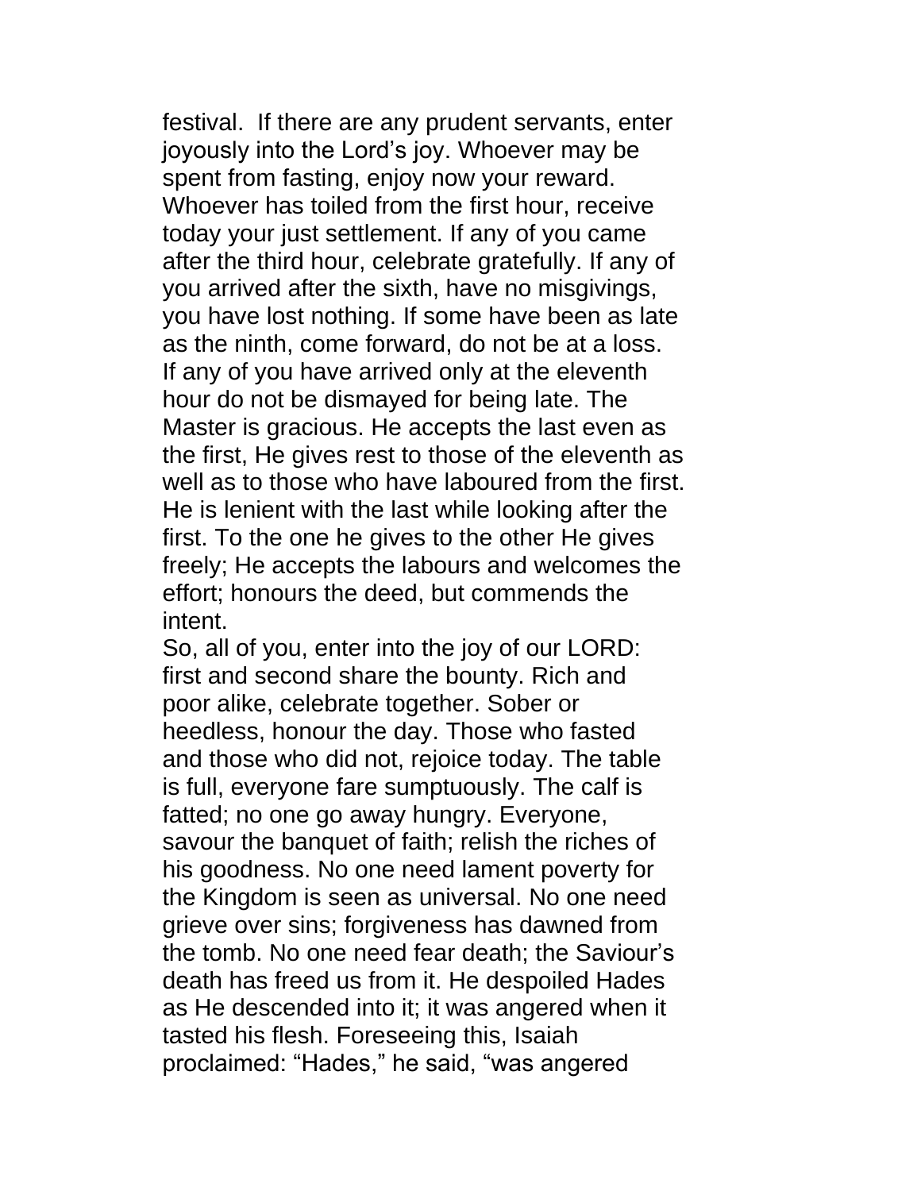festival.  If there are any prudent servants, enter joyously into the Lord's joy. Whoever may be spent from fasting, enjoy now your reward. Whoever has toiled from the first hour, receive today your just settlement. If any of you came after the third hour, celebrate gratefully. If any of you arrived after the sixth, have no misgivings, you have lost nothing. If some have been as late as the ninth, come forward, do not be at a loss. If any of you have arrived only at the eleventh hour do not be dismayed for being late. The Master is gracious. He accepts the last even as the first, He gives rest to those of the eleventh as well as to those who have laboured from the first. He is lenient with the last while looking after the first. To the one he gives to the other He gives freely; He accepts the labours and welcomes the effort; honours the deed, but commends the intent.

So, all of you, enter into the joy of our LORD: first and second share the bounty. Rich and poor alike, celebrate together. Sober or heedless, honour the day. Those who fasted and those who did not, rejoice today. The table is full, everyone fare sumptuously. The calf is fatted; no one go away hungry. Everyone, savour the banquet of faith; relish the riches of his goodness. No one need lament poverty for the Kingdom is seen as universal. No one need grieve over sins; forgiveness has dawned from the tomb. No one need fear death; the Saviour's death has freed us from it. He despoiled Hades as He descended into it; it was angered when it tasted his flesh. Foreseeing this, Isaiah proclaimed: "Hades," he said, "was angered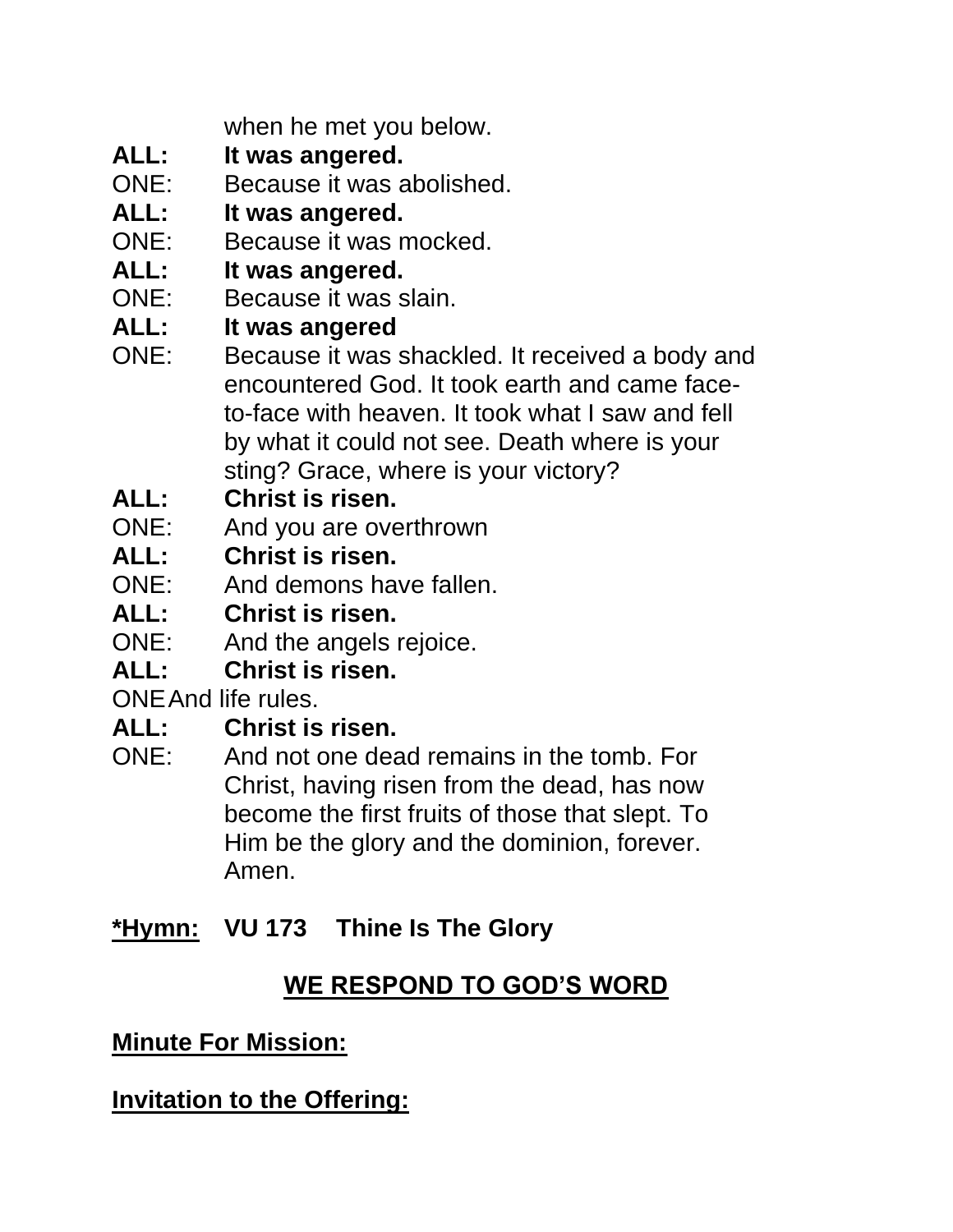when he met you below.

**ALL: It was angered.**

ONE: Because it was abolished.

**ALL: It was angered.**

ONE: Because it was mocked.

**ALL: It was angered.**

ONE: Because it was slain.

**ALL: It was angered**

ONE: Because it was shackled. It received a body and encountered God. It took earth and came face-to-face with heaven. It took what I saw and fell by what it could not see. Death where is your sting? Grace, where is your victory?

**ALL: Christ is risen.**

ONE: And you are overthrown

**ALL: Christ is risen.**

ONE: And demons have fallen.

**ALL: Christ is risen.**

ONE: And the angels rejoice.

**ALL: Christ is risen.**

ONE And life rules.

**ALL: Christ is risen.**

ONE: And not one dead remains in the tomb. For Christ, having risen from the dead, has now become the first fruits of those that slept. To Him be the glory and the dominion, forever. Amen.

**<u>*Hymn:</u> VU 173 Thine Is The Glory**

## <u>WE RESPOND TO GOD'S WORD</u>

**<u>Minute For Mission:</u>**

**<u>Invitation to the Offering:</u>**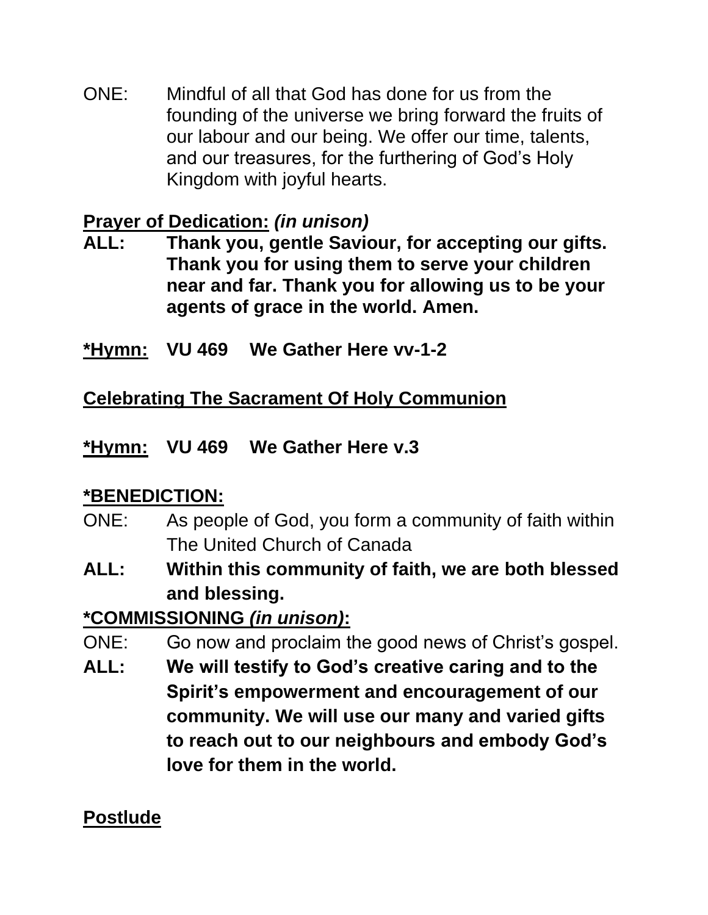ONE: Mindful of all that God has done for us from the founding of the universe we bring forward the fruits of our labour and our being. We offer our time, talents, and our treasures, for the furthering of God's Holy Kingdom with joyful hearts.

**Prayer of Dedication:** ***(in unison)***

**ALL: Thank you, gentle Saviour, for accepting our gifts. Thank you for using them to serve your children near and far. Thank you for allowing us to be your agents of grace in the world. Amen.**

**\*Hymn: VU 469 We Gather Here vv-1-2**

**Celebrating The Sacrament Of Holy Communion**

**\*Hymn: VU 469 We Gather Here v.3**

**\*BENEDICTION:**

ONE: As people of God, you form a community of faith within The United Church of Canada

**ALL: Within this community of faith, we are both blessed and blessing.**

**\*COMMISSIONING *(in unison)*:**

ONE: Go now and proclaim the good news of Christ's gospel.

**ALL: We will testify to God's creative caring and to the Spirit's empowerment and encouragement of our community. We will use our many and varied gifts to reach out to our neighbours and embody God's love for them in the world.**

**Postlude**